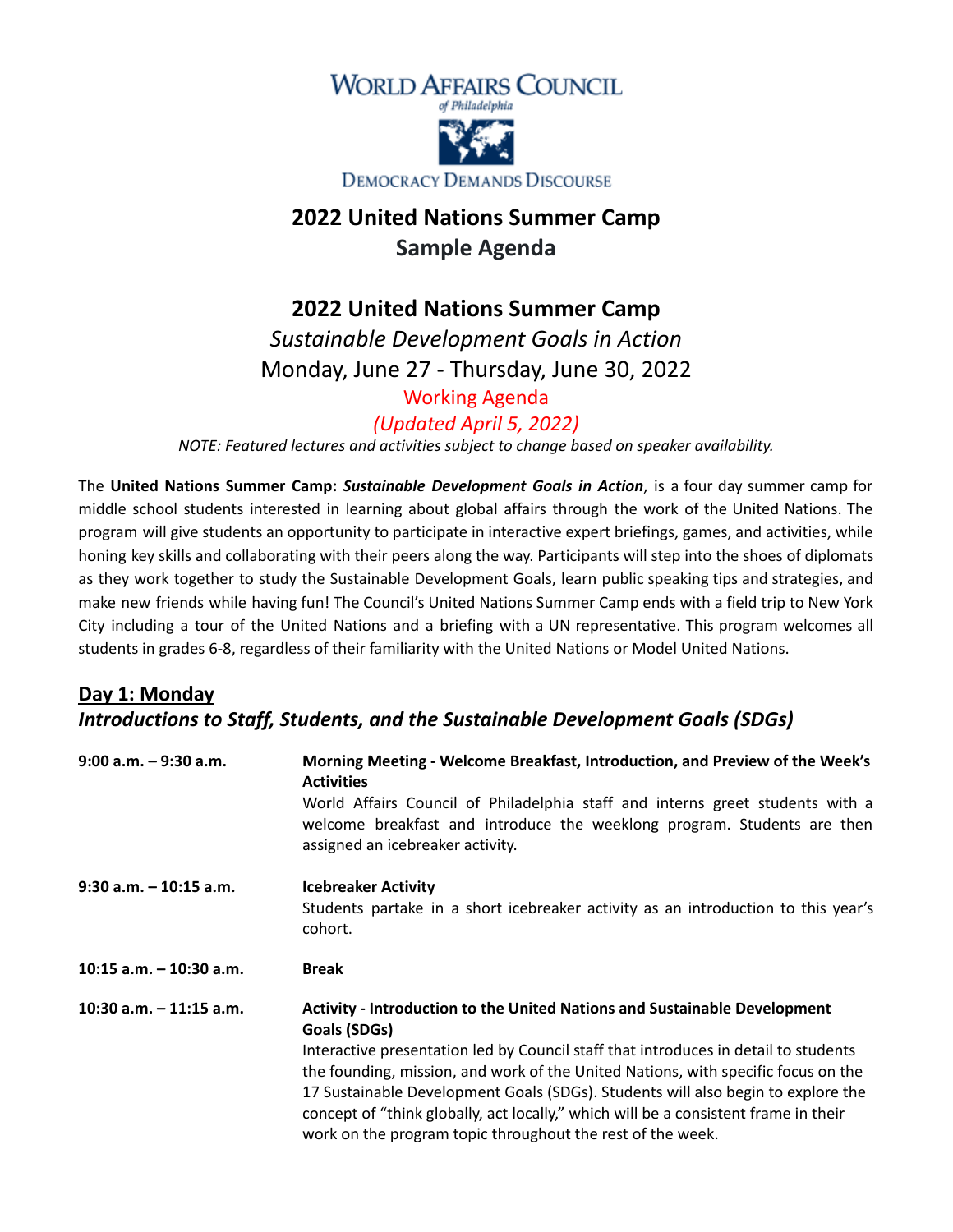WORLD AFFAIRS COUNCIL
*of Philadelphia*

DEMOCRACY DEMANDS DISCOURSE

# 2022 United Nations Summer Camp
## Sample Agenda

## 2022 United Nations Summer Camp
*Sustainable Development Goals in Action*

Monday, June 27 - Thursday, June 30, 2022

Working Agenda

*(Updated April 5, 2022)*

*NOTE: Featured lectures and activities subject to change based on speaker availability.*

The **United Nations Summer Camp:** ***Sustainable Development Goals in Action***, is a four day summer camp for middle school students interested in learning about global affairs through the work of the United Nations. The program will give students an opportunity to participate in interactive expert briefings, games, and activities, while honing key skills and collaborating with their peers along the way. Participants will step into the shoes of diplomats as they work together to study the Sustainable Development Goals, learn public speaking tips and strategies, and make new friends while having fun! The Council's United Nations Summer Camp ends with a field trip to New York City including a tour of the United Nations and a briefing with a UN representative. This program welcomes all students in grades 6-8, regardless of their familiarity with the United Nations or Model United Nations.

### Day 1: Monday
***Introductions to Staff, Students, and the Sustainable Development Goals (SDGs)***

**9:00 a.m. – 9:30 a.m.** — **Morning Meeting - Welcome Breakfast, Introduction, and Preview of the Week's Activities**
World Affairs Council of Philadelphia staff and interns greet students with a welcome breakfast and introduce the weeklong program. Students are then assigned an icebreaker activity.

**9:30 a.m. – 10:15 a.m.** — **Icebreaker Activity**
Students partake in a short icebreaker activity as an introduction to this year's cohort.

**10:15 a.m. – 10:30 a.m.** — **Break**

**10:30 a.m. – 11:15 a.m.** — **Activity - Introduction to the United Nations and Sustainable Development Goals (SDGs)**
Interactive presentation led by Council staff that introduces in detail to students the founding, mission, and work of the United Nations, with specific focus on the 17 Sustainable Development Goals (SDGs). Students will also begin to explore the concept of "think globally, act locally," which will be a consistent frame in their work on the program topic throughout the rest of the week.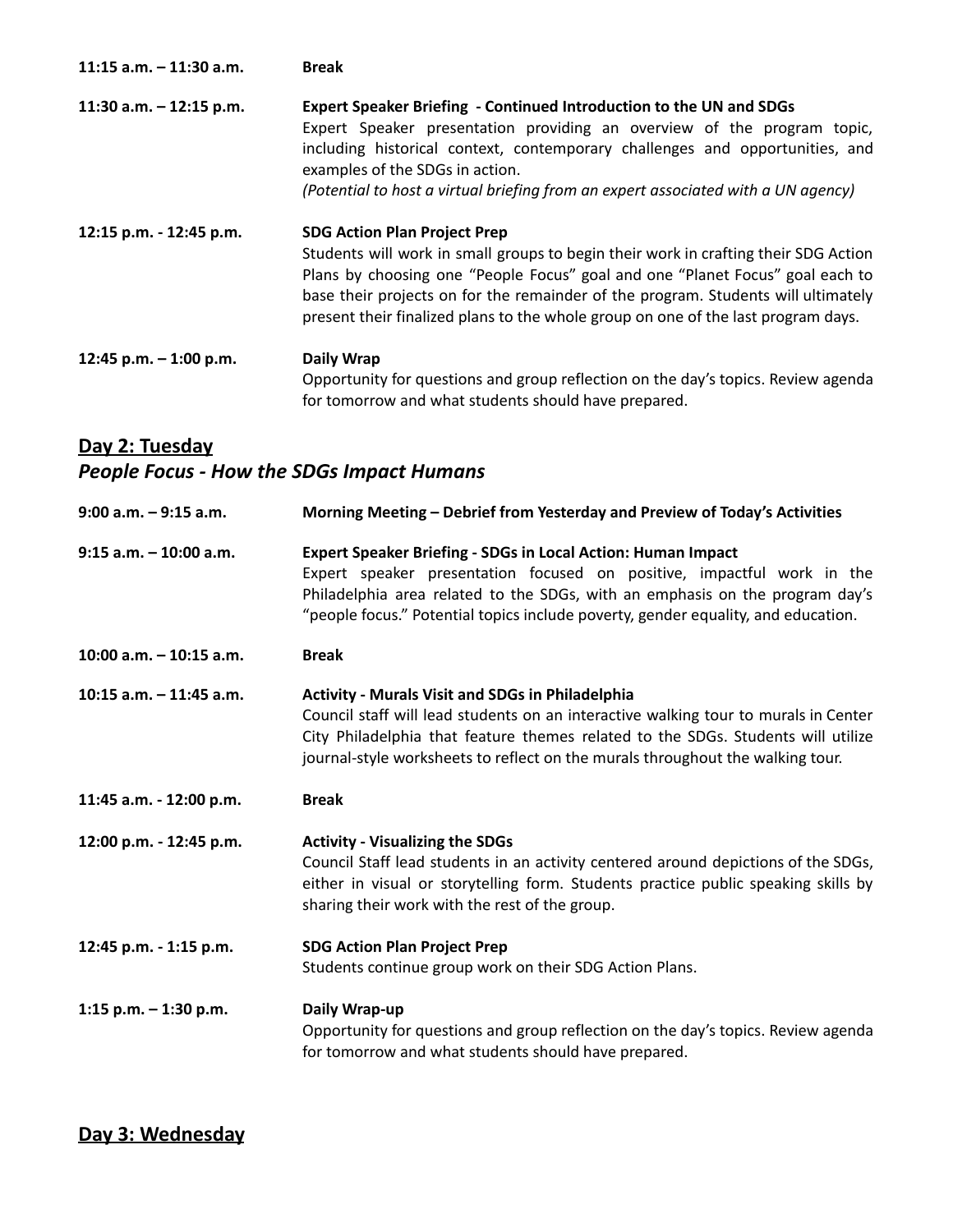**11:15 a.m. – 11:30 a.m.** **Break**

**11:30 a.m. – 12:15 p.m.** **Expert Speaker Briefing - Continued Introduction to the UN and SDGs**
Expert Speaker presentation providing an overview of the program topic, including historical context, contemporary challenges and opportunities, and examples of the SDGs in action.
*(Potential to host a virtual briefing from an expert associated with a UN agency)*

**12:15 p.m. - 12:45 p.m.** **SDG Action Plan Project Prep**
Students will work in small groups to begin their work in crafting their SDG Action Plans by choosing one "People Focus" goal and one "Planet Focus" goal each to base their projects on for the remainder of the program. Students will ultimately present their finalized plans to the whole group on one of the last program days.

**12:45 p.m. – 1:00 p.m.** **Daily Wrap**
Opportunity for questions and group reflection on the day's topics. Review agenda for tomorrow and what students should have prepared.

## Day 2: Tuesday
### *People Focus - How the SDGs Impact Humans*

**9:00 a.m. – 9:15 a.m.** **Morning Meeting – Debrief from Yesterday and Preview of Today's Activities**

**9:15 a.m. – 10:00 a.m.** **Expert Speaker Briefing - SDGs in Local Action: Human Impact**
Expert speaker presentation focused on positive, impactful work in the Philadelphia area related to the SDGs, with an emphasis on the program day's "people focus." Potential topics include poverty, gender equality, and education.

**10:00 a.m. – 10:15 a.m.** **Break**

**10:15 a.m. – 11:45 a.m.** **Activity - Murals Visit and SDGs in Philadelphia**
Council staff will lead students on an interactive walking tour to murals in Center City Philadelphia that feature themes related to the SDGs. Students will utilize journal-style worksheets to reflect on the murals throughout the walking tour.

**11:45 a.m. - 12:00 p.m.** **Break**

**12:00 p.m. - 12:45 p.m.** **Activity - Visualizing the SDGs**
Council Staff lead students in an activity centered around depictions of the SDGs, either in visual or storytelling form. Students practice public speaking skills by sharing their work with the rest of the group.

**12:45 p.m. - 1:15 p.m.** **SDG Action Plan Project Prep**
Students continue group work on their SDG Action Plans.

**1:15 p.m. – 1:30 p.m.** **Daily Wrap-up**
Opportunity for questions and group reflection on the day's topics. Review agenda for tomorrow and what students should have prepared.

## Day 3: Wednesday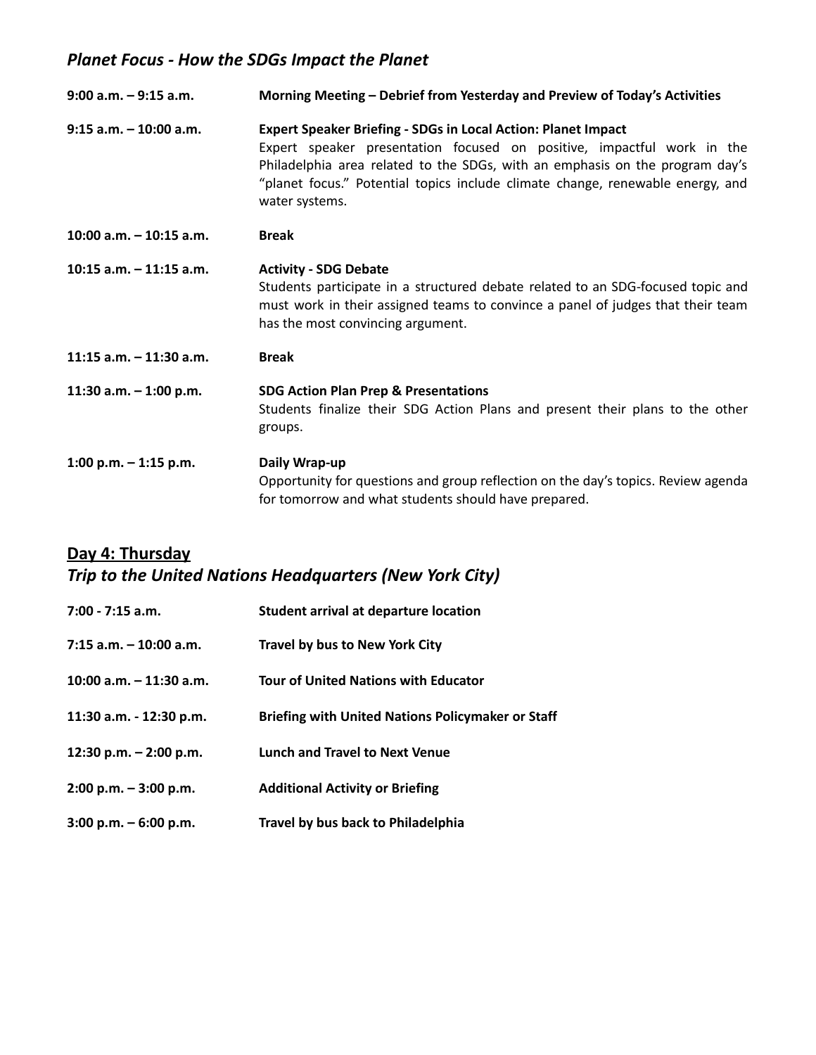### *Planet Focus - How the SDGs Impact the Planet*

| | |
|---|---|
| **9:00 a.m. – 9:15 a.m.** | **Morning Meeting – Debrief from Yesterday and Preview of Today's Activities** |
| **9:15 a.m. – 10:00 a.m.** | **Expert Speaker Briefing - SDGs in Local Action: Planet Impact** Expert speaker presentation focused on positive, impactful work in the Philadelphia area related to the SDGs, with an emphasis on the program day's "planet focus." Potential topics include climate change, renewable energy, and water systems. |
| **10:00 a.m. – 10:15 a.m.** | **Break** |
| **10:15 a.m. – 11:15 a.m.** | **Activity - SDG Debate** Students participate in a structured debate related to an SDG-focused topic and must work in their assigned teams to convince a panel of judges that their team has the most convincing argument. |
| **11:15 a.m. – 11:30 a.m.** | **Break** |
| **11:30 a.m. – 1:00 p.m.** | **SDG Action Plan Prep & Presentations** Students finalize their SDG Action Plans and present their plans to the other groups. |
| **1:00 p.m. – 1:15 p.m.** | **Daily Wrap-up** Opportunity for questions and group reflection on the day's topics. Review agenda for tomorrow and what students should have prepared. |

## Day 4: Thursday
### *Trip to the United Nations Headquarters (New York City)*

| | |
|---|---|
| **7:00 - 7:15 a.m.** | **Student arrival at departure location** |
| **7:15 a.m. – 10:00 a.m.** | **Travel by bus to New York City** |
| **10:00 a.m. – 11:30 a.m.** | **Tour of United Nations with Educator** |
| **11:30 a.m. - 12:30 p.m.** | **Briefing with United Nations Policymaker or Staff** |
| **12:30 p.m. – 2:00 p.m.** | **Lunch and Travel to Next Venue** |
| **2:00 p.m. – 3:00 p.m.** | **Additional Activity or Briefing** |
| **3:00 p.m. – 6:00 p.m.** | **Travel by bus back to Philadelphia** |